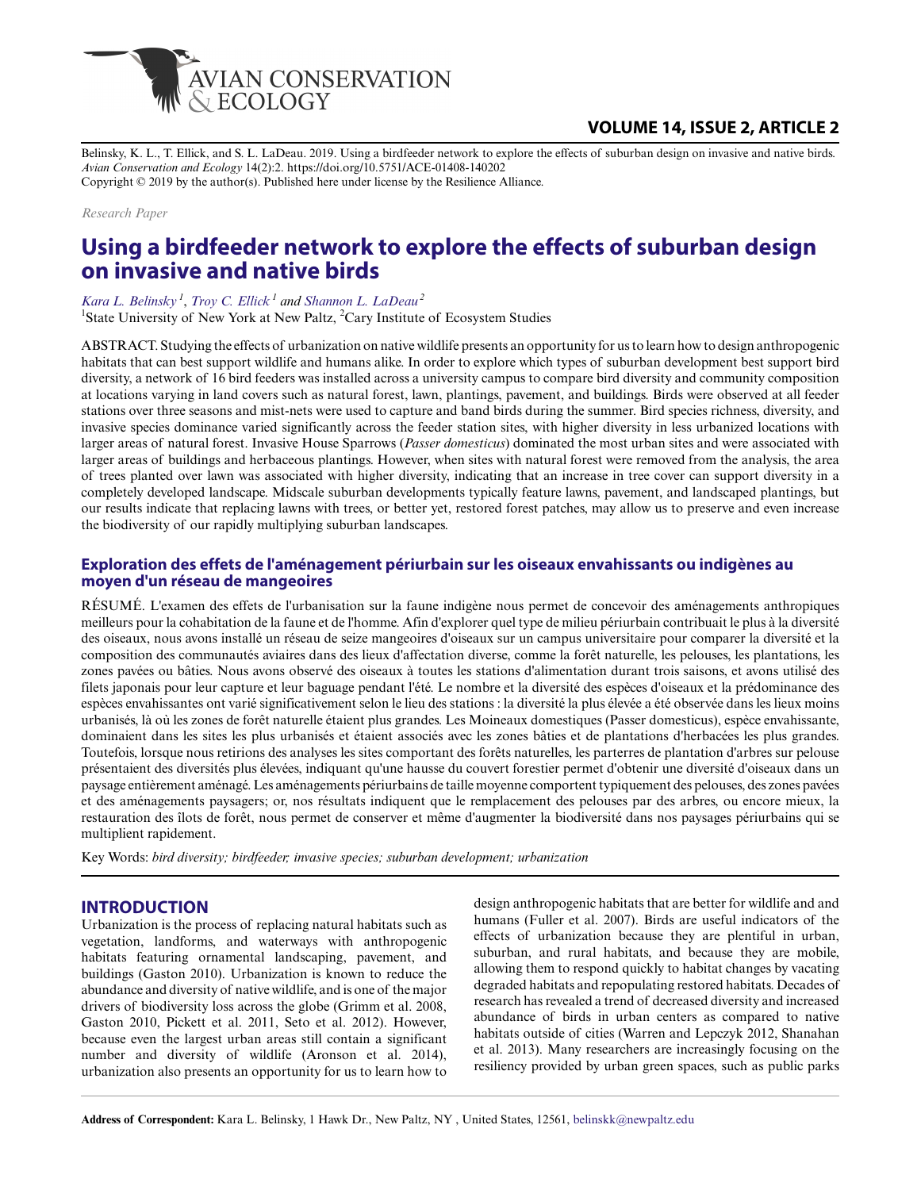Belinsky, K. L., T. Ellick, and S. L. LaDeau. 2019. Using a birdfeeder network to explore the effects of suburban design on invasive and native birds. *Avian Conservation and Ecology* 14(2):2. https://doi.org/10.5751/ACE-01408-140202
Copyright © 2019 by the author(s). Published here under license by the Resilience Alliance.

*Research Paper*

# Using a birdfeeder network to explore the effects of suburban design on invasive and native birds

*Kara L. Belinsky* [1], *Troy C. Ellick* [1] and *Shannon L. LaDeau* [2]

[1]State University of New York at New Paltz, [2]Cary Institute of Ecosystem Studies

ABSTRACT. Studying the effects of urbanization on native wildlife presents an opportunity for us to learn how to design anthropogenic habitats that can best support wildlife and humans alike. In order to explore which types of suburban development best support bird diversity, a network of 16 bird feeders was installed across a university campus to compare bird diversity and community composition at locations varying in land covers such as natural forest, lawn, plantings, pavement, and buildings. Birds were observed at all feeder stations over three seasons and mist-nets were used to capture and band birds during the summer. Bird species richness, diversity, and invasive species dominance varied significantly across the feeder station sites, with higher diversity in less urbanized locations with larger areas of natural forest. Invasive House Sparrows (*Passer domesticus*) dominated the most urban sites and were associated with larger areas of buildings and herbaceous plantings. However, when sites with natural forest were removed from the analysis, the area of trees planted over lawn was associated with higher diversity, indicating that an increase in tree cover can support diversity in a completely developed landscape. Midscale suburban developments typically feature lawns, pavement, and landscaped plantings, but our results indicate that replacing lawns with trees, or better yet, restored forest patches, may allow us to preserve and even increase the biodiversity of our rapidly multiplying suburban landscapes.

## Exploration des effets de l'aménagement périurbain sur les oiseaux envahissants ou indigènes au moyen d'un réseau de mangeoires

RÉSUMÉ. L'examen des effets de l'urbanisation sur la faune indigène nous permet de concevoir des aménagements anthropiques meilleurs pour la cohabitation de la faune et de l'homme. Afin d'explorer quel type de milieu périurbain contribuait le plus à la diversité des oiseaux, nous avons installé un réseau de seize mangeoires d'oiseaux sur un campus universitaire pour comparer la diversité et la composition des communautés aviaires dans des lieux d'affectation diverse, comme la forêt naturelle, les pelouses, les plantations, les zones pavées ou bâties. Nous avons observé des oiseaux à toutes les stations d'alimentation durant trois saisons, et avons utilisé des filets japonais pour leur capture et leur baguage pendant l'été. Le nombre et la diversité des espèces d'oiseaux et la prédominance des espèces envahissantes ont varié significativement selon le lieu des stations : la diversité la plus élevée a été observée dans les lieux moins urbanisés, là où les zones de forêt naturelle étaient plus grandes. Les Moineaux domestiques (Passer domesticus), espèce envahissante, dominaient dans les sites les plus urbanisés et étaient associés avec les zones bâties et de plantations d'herbacées les plus grandes. Toutefois, lorsque nous retirions des analyses les sites comportant des forêts naturelles, les parterres de plantation d'arbres sur pelouse présentaient des diversités plus élevées, indiquant qu'une hausse du couvert forestier permet d'obtenir une diversité d'oiseaux dans un paysage entièrement aménagé. Les aménagements périurbains de taille moyenne comportent typiquement des pelouses, des zones pavées et des aménagements paysagers; or, nos résultats indiquent que le remplacement des pelouses par des arbres, ou encore mieux, la restauration des îlots de forêt, nous permet de conserver et même d'augmenter la biodiversité dans nos paysages périurbains qui se multiplient rapidement.

Key Words: *bird diversity; birdfeeder; invasive species; suburban development; urbanization*

## INTRODUCTION

Urbanization is the process of replacing natural habitats such as vegetation, landforms, and waterways with anthropogenic habitats featuring ornamental landscaping, pavement, and buildings (Gaston 2010). Urbanization is known to reduce the abundance and diversity of native wildlife, and is one of the major drivers of biodiversity loss across the globe (Grimm et al. 2008, Gaston 2010, Pickett et al. 2011, Seto et al. 2012). However, because even the largest urban areas still contain a significant number and diversity of wildlife (Aronson et al. 2014), urbanization also presents an opportunity for us to learn how to design anthropogenic habitats that are better for wildlife and and humans (Fuller et al. 2007). Birds are useful indicators of the effects of urbanization because they are plentiful in urban, suburban, and rural habitats, and because they are mobile, allowing them to respond quickly to habitat changes by vacating degraded habitats and repopulating restored habitats. Decades of research has revealed a trend of decreased diversity and increased abundance of birds in urban centers as compared to native habitats outside of cities (Warren and Lepczyk 2012, Shanahan et al. 2013). Many researchers are increasingly focusing on the resiliency provided by urban green spaces, such as public parks

**Address of Correspondent:** Kara L. Belinsky, 1 Hawk Dr., New Paltz, NY , United States, 12561, belinskk@newpaltz.edu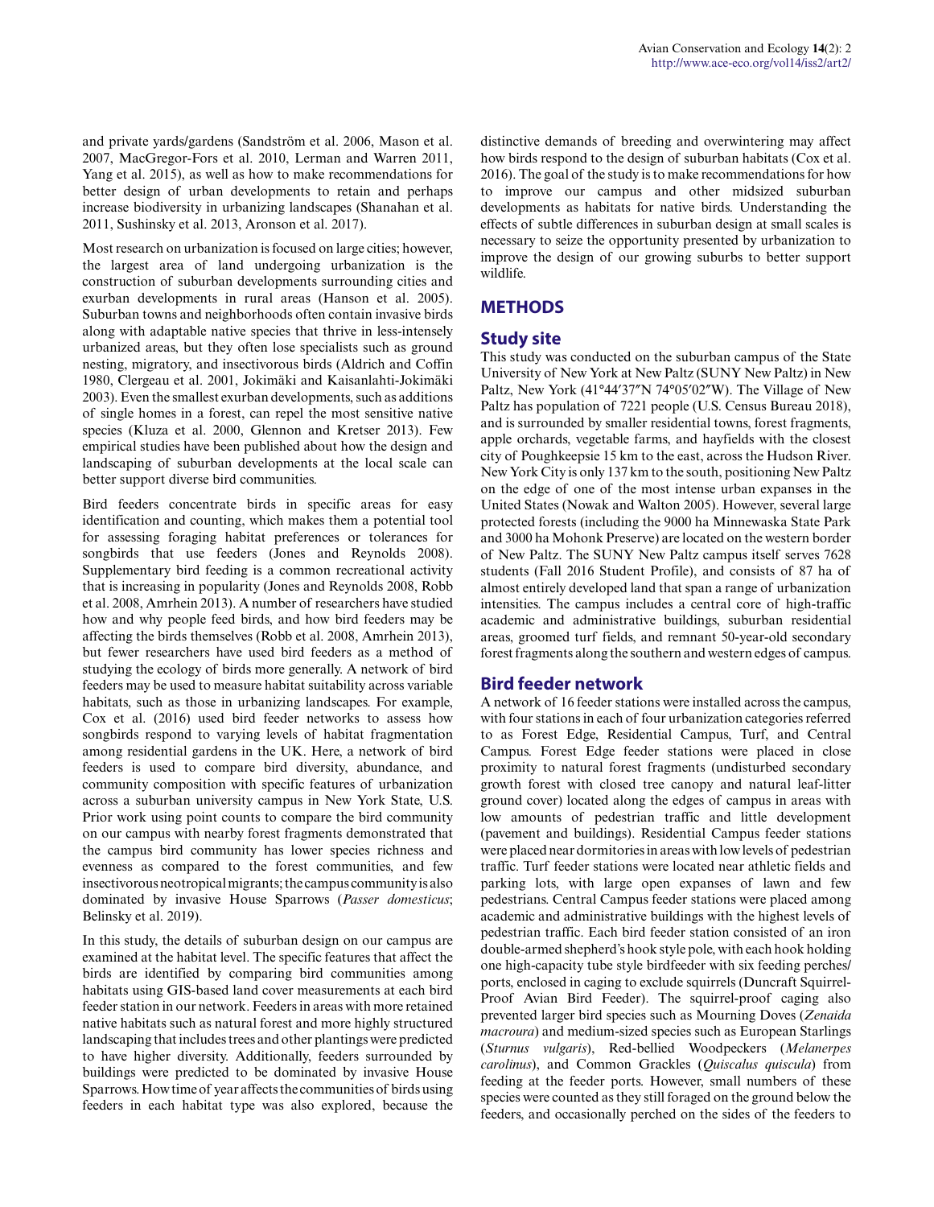and private yards/gardens (Sandström et al. 2006, Mason et al. 2007, MacGregor-Fors et al. 2010, Lerman and Warren 2011, Yang et al. 2015), as well as how to make recommendations for better design of urban developments to retain and perhaps increase biodiversity in urbanizing landscapes (Shanahan et al. 2011, Sushinsky et al. 2013, Aronson et al. 2017).

Most research on urbanization is focused on large cities; however, the largest area of land undergoing urbanization is the construction of suburban developments surrounding cities and exurban developments in rural areas (Hanson et al. 2005). Suburban towns and neighborhoods often contain invasive birds along with adaptable native species that thrive in less-intensely urbanized areas, but they often lose specialists such as ground nesting, migratory, and insectivorous birds (Aldrich and Coffin 1980, Clergeau et al. 2001, Jokimäki and Kaisanlahti-Jokimäki 2003). Even the smallest exurban developments, such as additions of single homes in a forest, can repel the most sensitive native species (Kluza et al. 2000, Glennon and Kretser 2013). Few empirical studies have been published about how the design and landscaping of suburban developments at the local scale can better support diverse bird communities.

Bird feeders concentrate birds in specific areas for easy identification and counting, which makes them a potential tool for assessing foraging habitat preferences or tolerances for songbirds that use feeders (Jones and Reynolds 2008). Supplementary bird feeding is a common recreational activity that is increasing in popularity (Jones and Reynolds 2008, Robb et al. 2008, Amrhein 2013). A number of researchers have studied how and why people feed birds, and how bird feeders may be affecting the birds themselves (Robb et al. 2008, Amrhein 2013), but fewer researchers have used bird feeders as a method of studying the ecology of birds more generally. A network of bird feeders may be used to measure habitat suitability across variable habitats, such as those in urbanizing landscapes. For example, Cox et al. (2016) used bird feeder networks to assess how songbirds respond to varying levels of habitat fragmentation among residential gardens in the UK. Here, a network of bird feeders is used to compare bird diversity, abundance, and community composition with specific features of urbanization across a suburban university campus in New York State, U.S. Prior work using point counts to compare the bird community on our campus with nearby forest fragments demonstrated that the campus bird community has lower species richness and evenness as compared to the forest communities, and few insectivorous neotropical migrants; the campus community is also dominated by invasive House Sparrows (*Passer domesticus*; Belinsky et al. 2019).

In this study, the details of suburban design on our campus are examined at the habitat level. The specific features that affect the birds are identified by comparing bird communities among habitats using GIS-based land cover measurements at each bird feeder station in our network. Feeders in areas with more retained native habitats such as natural forest and more highly structured landscaping that includes trees and other plantings were predicted to have higher diversity. Additionally, feeders surrounded by buildings were predicted to be dominated by invasive House Sparrows. How time of year affects the communities of birds using feeders in each habitat type was also explored, because the distinctive demands of breeding and overwintering may affect how birds respond to the design of suburban habitats (Cox et al. 2016). The goal of the study is to make recommendations for how to improve our campus and other midsized suburban developments as habitats for native birds. Understanding the effects of subtle differences in suburban design at small scales is necessary to seize the opportunity presented by urbanization to improve the design of our growing suburbs to better support wildlife.

## METHODS

### Study site

This study was conducted on the suburban campus of the State University of New York at New Paltz (SUNY New Paltz) in New Paltz, New York (41°44′37″N 74°05′02″W). The Village of New Paltz has population of 7221 people (U.S. Census Bureau 2018), and is surrounded by smaller residential towns, forest fragments, apple orchards, vegetable farms, and hayfields with the closest city of Poughkeepsie 15 km to the east, across the Hudson River. New York City is only 137 km to the south, positioning New Paltz on the edge of one of the most intense urban expanses in the United States (Nowak and Walton 2005). However, several large protected forests (including the 9000 ha Minnewaska State Park and 3000 ha Mohonk Preserve) are located on the western border of New Paltz. The SUNY New Paltz campus itself serves 7628 students (Fall 2016 Student Profile), and consists of 87 ha of almost entirely developed land that span a range of urbanization intensities. The campus includes a central core of high-traffic academic and administrative buildings, suburban residential areas, groomed turf fields, and remnant 50-year-old secondary forest fragments along the southern and western edges of campus.

### Bird feeder network

A network of 16 feeder stations were installed across the campus, with four stations in each of four urbanization categories referred to as Forest Edge, Residential Campus, Turf, and Central Campus. Forest Edge feeder stations were placed in close proximity to natural forest fragments (undisturbed secondary growth forest with closed tree canopy and natural leaf-litter ground cover) located along the edges of campus in areas with low amounts of pedestrian traffic and little development (pavement and buildings). Residential Campus feeder stations were placed near dormitories in areas with low levels of pedestrian traffic. Turf feeder stations were located near athletic fields and parking lots, with large open expanses of lawn and few pedestrians. Central Campus feeder stations were placed among academic and administrative buildings with the highest levels of pedestrian traffic. Each bird feeder station consisted of an iron double-armed shepherd's hook style pole, with each hook holding one high-capacity tube style birdfeeder with six feeding perches/ports, enclosed in caging to exclude squirrels (Duncraft Squirrel-Proof Avian Bird Feeder). The squirrel-proof caging also prevented larger bird species such as Mourning Doves (*Zenaida macroura*) and medium-sized species such as European Starlings (*Sturnus vulgaris*), Red-bellied Woodpeckers (*Melanerpes carolinus*), and Common Grackles (*Quiscalus quiscula*) from feeding at the feeder ports. However, small numbers of these species were counted as they still foraged on the ground below the feeders, and occasionally perched on the sides of the feeders to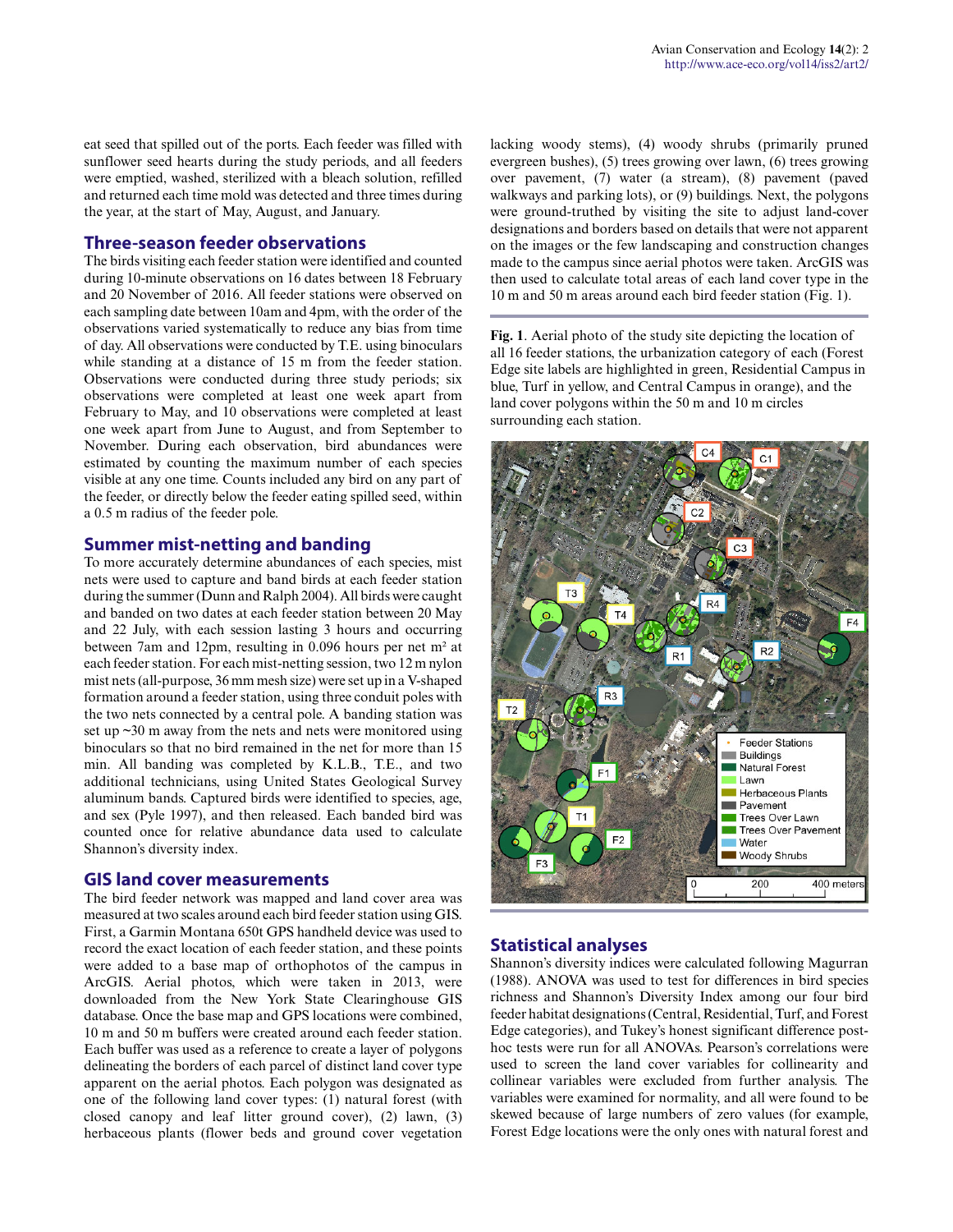eat seed that spilled out of the ports. Each feeder was filled with sunflower seed hearts during the study periods, and all feeders were emptied, washed, sterilized with a bleach solution, refilled and returned each time mold was detected and three times during the year, at the start of May, August, and January.

## Three-season feeder observations

The birds visiting each feeder station were identified and counted during 10-minute observations on 16 dates between 18 February and 20 November of 2016. All feeder stations were observed on each sampling date between 10am and 4pm, with the order of the observations varied systematically to reduce any bias from time of day. All observations were conducted by T.E. using binoculars while standing at a distance of 15 m from the feeder station. Observations were conducted during three study periods; six observations were completed at least one week apart from February to May, and 10 observations were completed at least one week apart from June to August, and from September to November. During each observation, bird abundances were estimated by counting the maximum number of each species visible at any one time. Counts included any bird on any part of the feeder, or directly below the feeder eating spilled seed, within a 0.5 m radius of the feeder pole.

## Summer mist-netting and banding

To more accurately determine abundances of each species, mist nets were used to capture and band birds at each feeder station during the summer (Dunn and Ralph 2004). All birds were caught and banded on two dates at each feeder station between 20 May and 22 July, with each session lasting 3 hours and occurring between 7am and 12pm, resulting in 0.096 hours per net m² at each feeder station. For each mist-netting session, two 12 m nylon mist nets (all-purpose, 36 mm mesh size) were set up in a V-shaped formation around a feeder station, using three conduit poles with the two nets connected by a central pole. A banding station was set up ~30 m away from the nets and nets were monitored using binoculars so that no bird remained in the net for more than 15 min. All banding was completed by K.L.B., T.E., and two additional technicians, using United States Geological Survey aluminum bands. Captured birds were identified to species, age, and sex (Pyle 1997), and then released. Each banded bird was counted once for relative abundance data used to calculate Shannon's diversity index.

## GIS land cover measurements

The bird feeder network was mapped and land cover area was measured at two scales around each bird feeder station using GIS. First, a Garmin Montana 650t GPS handheld device was used to record the exact location of each feeder station, and these points were added to a base map of orthophotos of the campus in ArcGIS. Aerial photos, which were taken in 2013, were downloaded from the New York State Clearinghouse GIS database. Once the base map and GPS locations were combined, 10 m and 50 m buffers were created around each feeder station. Each buffer was used as a reference to create a layer of polygons delineating the borders of each parcel of distinct land cover type apparent on the aerial photos. Each polygon was designated as one of the following land cover types: (1) natural forest (with closed canopy and leaf litter ground cover), (2) lawn, (3) herbaceous plants (flower beds and ground cover vegetation lacking woody stems), (4) woody shrubs (primarily pruned evergreen bushes), (5) trees growing over lawn, (6) trees growing over pavement, (7) water (a stream), (8) pavement (paved walkways and parking lots), or (9) buildings. Next, the polygons were ground-truthed by visiting the site to adjust land-cover designations and borders based on details that were not apparent on the images or the few landscaping and construction changes made to the campus since aerial photos were taken. ArcGIS was then used to calculate total areas of each land cover type in the 10 m and 50 m areas around each bird feeder station (Fig. 1).

**Fig. 1**. Aerial photo of the study site depicting the location of all 16 feeder stations, the urbanization category of each (Forest Edge site labels are highlighted in green, Residential Campus in blue, Turf in yellow, and Central Campus in orange), and the land cover polygons within the 50 m and 10 m circles surrounding each station.

## Statistical analyses

Shannon's diversity indices were calculated following Magurran (1988). ANOVA was used to test for differences in bird species richness and Shannon's Diversity Index among our four bird feeder habitat designations (Central, Residential, Turf, and Forest Edge categories), and Tukey's honest significant difference post-hoc tests were run for all ANOVAs. Pearson's correlations were used to screen the land cover variables for collinearity and collinear variables were excluded from further analysis. The variables were examined for normality, and all were found to be skewed because of large numbers of zero values (for example, Forest Edge locations were the only ones with natural forest and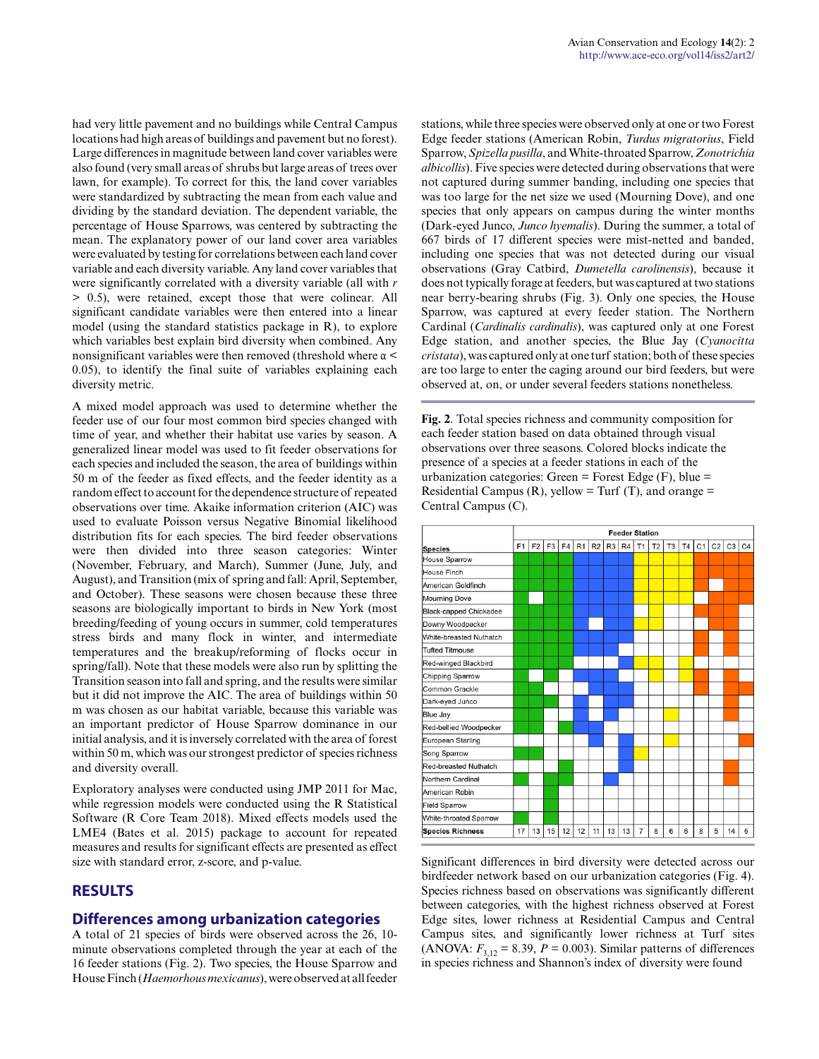had very little pavement and no buildings while Central Campus locations had high areas of buildings and pavement but no forest). Large differences in magnitude between land cover variables were also found (very small areas of shrubs but large areas of trees over lawn, for example). To correct for this, the land cover variables were standardized by subtracting the mean from each value and dividing by the standard deviation. The dependent variable, the percentage of House Sparrows, was centered by subtracting the mean. The explanatory power of our land cover area variables were evaluated by testing for correlations between each land cover variable and each diversity variable. Any land cover variables that were significantly correlated with a diversity variable (all with $r > 0.5$), were retained, except those that were colinear. All significant candidate variables were then entered into a linear model (using the standard statistics package in R), to explore which variables best explain bird diversity when combined. Any nonsignificant variables were then removed (threshold where $\alpha < 0.05$), to identify the final suite of variables explaining each diversity metric.

A mixed model approach was used to determine whether the feeder use of our four most common bird species changed with time of year, and whether their habitat use varies by season. A generalized linear model was used to fit feeder observations for each species and included the season, the area of buildings within 50 m of the feeder as fixed effects, and the feeder identity as a random effect to account for the dependence structure of repeated observations over time. Akaike information criterion (AIC) was used to evaluate Poisson versus Negative Binomial likelihood distribution fits for each species. The bird feeder observations were then divided into three season categories: Winter (November, February, and March), Summer (June, July, and August), and Transition (mix of spring and fall: April, September, and October). These seasons were chosen because these three seasons are biologically important to birds in New York (most breeding/feeding of young occurs in summer, cold temperatures stress birds and many flock in winter, and intermediate temperatures and the breakup/reforming of flocks occur in spring/fall). Note that these models were also run by splitting the Transition season into fall and spring, and the results were similar but it did not improve the AIC. The area of buildings within 50 m was chosen as our habitat variable, because this variable was an important predictor of House Sparrow dominance in our initial analysis, and it is inversely correlated with the area of forest within 50 m, which was our strongest predictor of species richness and diversity overall.

Exploratory analyses were conducted using JMP 2011 for Mac, while regression models were conducted using the R Statistical Software (R Core Team 2018). Mixed effects models used the LME4 (Bates et al. 2015) package to account for repeated measures and results for significant effects are presented as effect size with standard error, z-score, and p-value.

## RESULTS

### Differences among urbanization categories

A total of 21 species of birds were observed across the 26, 10-minute observations completed through the year at each of the 16 feeder stations (Fig. 2). Two species, the House Sparrow and House Finch (*Haemorhous mexicanus*), were observed at all feeder stations, while three species were observed only at one or two Forest Edge feeder stations (American Robin, *Turdus migratorius*, Field Sparrow, *Spizella pusilla*, and White-throated Sparrow, *Zonotrichia albicollis*). Five species were detected during observations that were not captured during summer banding, including one species that was too large for the net size we used (Mourning Dove), and one species that only appears on campus during the winter months (Dark-eyed Junco, *Junco hyemalis*). During the summer, a total of 667 birds of 17 different species were mist-netted and banded, including one species that was not detected during our visual observations (Gray Catbird, *Dumetella carolinensis*), because it does not typically forage at feeders, but was captured at two stations near berry-bearing shrubs (Fig. 3). Only one species, the House Sparrow, was captured at every feeder station. The Northern Cardinal (*Cardinalis cardinalis*), was captured only at one Forest Edge station, and another species, the Blue Jay (*Cyanocitta cristata*), was captured at one turf station; both of these species are too large to enter the caging around our bird feeders, but were observed at, on, or under several feeders stations nonetheless.

**Fig. 2**. Total species richness and community composition for each feeder station based on data obtained through visual observations over three seasons. Colored blocks indicate the presence of a species at a feeder stations in each of the urbanization categories: Green = Forest Edge (F), blue = Residential Campus (R), yellow = Turf (T), and orange = Central Campus (C).

| Species | F1 | F2 | F3 | F4 | R1 | R2 | R3 | R4 | T1 | T2 | T3 | T4 | C1 | C2 | C3 | C4 |
|---|---|---|---|---|---|---|---|---|---|---|---|---|---|---|---|---|
| House Sparrow | X | X | X | X | X | X | X | X | X | X | X | X | X | X | X | X |
| House Finch | X | X | X | X | X | X | X | X | X | X | X | X | X | X | X | X |
| American Goldfinch | X | X | X | X | X | X | X | X | X | X | X | X | X | | X | X |
| Mourning Dove | X | | X | X | X | X | X | X | X | X | X | X | | X | X | X |
| Black-capped Chickadee | X | X | X | X | X | X | X | X | | X | | | X | X | X | |
| Downy Woodpecker | X | X | X | X | X | | X | X | X | X | | | | X | X | |
| White-breasted Nuthatch | X | X | X | X | X | X | X | X | | | | | X | | X | |
| Tufted Titmouse | X | X | X | X | X | X | X | | | | | | X | | X | |
| Red-winged Blackbird | X | X | X | X | | | | X | X | X | | X | | | X | |
| Chipping Sparrow | X | | X | | X | X | X | | | X | | X | X | | X | |
| Common Grackle | X | X | | | | X | X | X | | | | | X | | X | X |
| Dark-eyed Junco | X | X | X | | X | | X | | | | | | | | X | |
| Blue Jay | X | X | | | X | | X | | | | X | | | | X | |
| Red-bellied Woodpecker | X | X | | X | X | X | | | | | | | | | | |
| European Starling | | | | | | X | | X | | | X | | | | | X |
| Song Sparrow | X | X | | | | | | X | X | | | | | | | |
| Red-breasted Nuthatch | | | | X | | | | X | | | | | | | X | |
| Northern Cardinal | X | | X | X | | | X | | | | | | | | | |
| American Robin | | | X | | | | | | | | | | | | | |
| Field Sparrow | | | X | | | | | | | | | | | | | |
| White-throated Sparrow | | | X | | | | | | | | | | | | | |
| **Species Richness** | 17 | 13 | 15 | 12 | 12 | 11 | 13 | 13 | 7 | 8 | 6 | 6 | 8 | 5 | 14 | 6 |

Significant differences in bird diversity were detected across our birdfeeder network based on our urbanization categories (Fig. 4). Species richness based on observations was significantly different between categories, with the highest richness observed at Forest Edge sites, lower richness at Residential Campus and Central Campus sites, and significantly lower richness at Turf sites (ANOVA: $F_{3,12} = 8.39$, $P = 0.003$). Similar patterns of differences in species richness and Shannon's index of diversity were found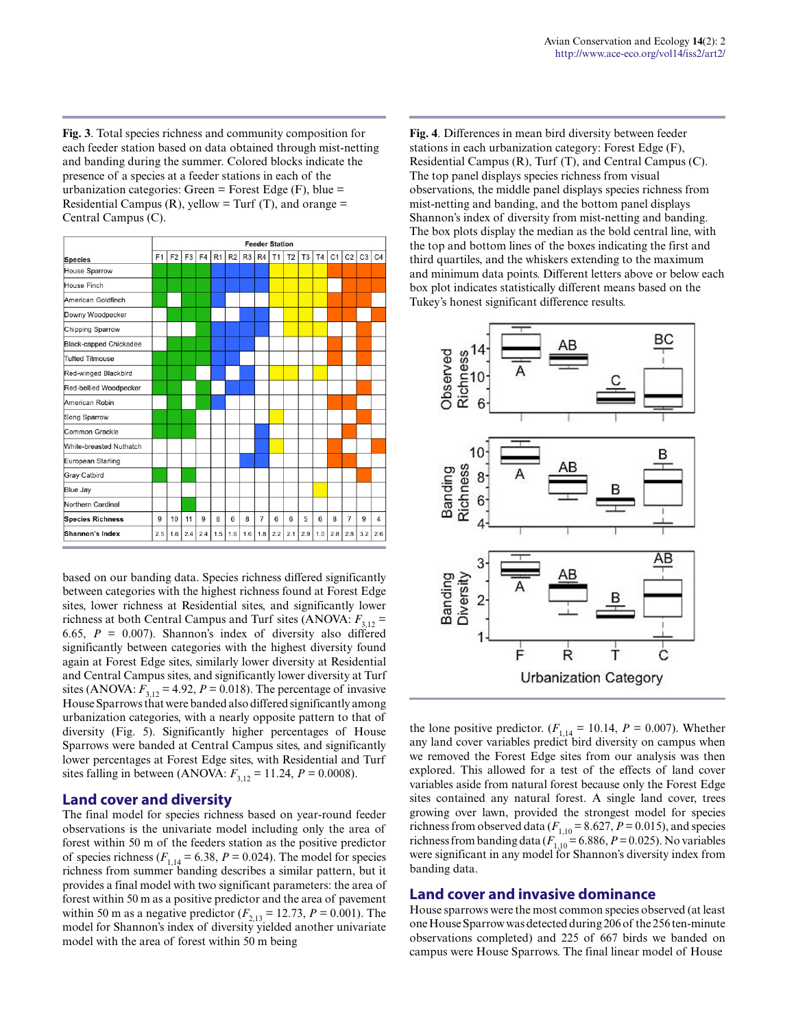**Fig. 3**. Total species richness and community composition for each feeder station based on data obtained through mist-netting and banding during the summer. Colored blocks indicate the presence of a species at a feeder station in each of the urbanization categories: Green = Forest Edge (F), blue = Residential Campus (R), yellow = Turf (T), and orange = Central Campus (C).

| Species | Feeder Station | | | | | | | | | | | | | | | |
|---|---|---|---|---|---|---|---|---|---|---|---|---|---|---|---|---|
| | F1 | F2 | F3 | F4 | R1 | R2 | R3 | R4 | T1 | T2 | T3 | T4 | C1 | C2 | C3 | C4 |
| House Sparrow | X | X | X | X | X | X | X | X | X | X | X | X | X | X | X | X |
| House Finch | X | X | X | X | X | X | X | X | X | X | X | X | | X | X | X |
| American Goldfinch | X | | X | X | X | | | | X | X | X | X | X | X | | |
| Downy Woodpecker | | X | X | X | | | X | X | | X | X | | X | | | X |
| Chipping Sparrow | | | | X | X | X | X | X | | X | X | X | | | X | |
| Black-capped Chickadee | | X | X | X | X | X | X | | | | | | X | | X | |
| Tufted Titmouse | X | X | X | X | X | X | | | | | | | X | | X | |
| Red-winged Blackbird | X | X | X | | X | | X | | X | X | | X | | | | |
| Red-bellied Woodpecker | X | X | | X | | X | X | | | | | | | | X | |
| American Robin | | X | | X | X | | | | | | | | X | X | X | |
| Song Sparrow | X | X | X | | | | | | X | | | | | | X | |
| Common Grackle | X | X | X | | | | | X | | | | | | X | | |
| White-breasted Nuthatch | | | | | | | | X | X | | | | X | X | | X |
| European Starling | | | | | | | X | X | | | | | X | X | | |
| Gray Catbird | X | | X | | | | | | | | | | | | X | |
| Blue Jay | | | | | | | | | | | | X | | | | |
| Northern Cardinal | | | X | | | | | | | | | | | | | |
| **Species Richness** | 9 | 10 | 11 | 9 | 8 | 6 | 8 | 7 | 6 | 6 | 5 | 6 | 8 | 7 | 9 | 4 |
| **Shannon's Index** | 2.5 | 1.6 | 2.4 | 2.4 | 1.5 | 1.6 | 1.6 | 1.8 | 2.2 | 2.1 | 2.9 | 1.0 | 2.8 | 2.8 | 3.2 | 2.6 |

based on our banding data. Species richness differed significantly between categories with the highest richness found at Forest Edge sites, lower richness at Residential sites, and significantly lower richness at both Central Campus and Turf sites (ANOVA: $F_{3,12}$ = 6.65, $P$ = 0.007). Shannon's index of diversity also differed significantly between categories with the highest diversity found again at Forest Edge sites, similarly lower diversity at Residential and Central Campus sites, and significantly lower diversity at Turf sites (ANOVA: $F_{3,12}$ = 4.92, $P$ = 0.018). The percentage of invasive House Sparrows that were banded also differed significantly among urbanization categories, with a nearly opposite pattern to that of diversity (Fig. 5). Significantly higher percentages of House Sparrows were banded at Central Campus sites, and significantly lower percentages at Forest Edge sites, with Residential and Turf sites falling in between (ANOVA: $F_{3,12}$ = 11.24, $P$ = 0.0008).

## Land cover and diversity

The final model for species richness based on year-round feeder observations is the univariate model including only the area of forest within 50 m of the feeders station as the positive predictor of species richness ($F_{1,14}$ = 6.38, $P$ = 0.024). The model for species richness from summer banding describes a similar pattern, but it provides a final model with two significant parameters: the area of forest within 50 m as a positive predictor and the area of pavement within 50 m as a negative predictor ($F_{2,13}$ = 12.73, $P$ = 0.001). The model for Shannon's index of diversity yielded another univariate model with the area of forest within 50 m being the lone positive predictor. ($F_{1,14}$ = 10.14, $P$ = 0.007). Whether any land cover variables predict bird diversity on campus when we removed the Forest Edge sites from our analysis was then explored. This allowed for a test of the effects of land cover variables aside from natural forest because only the Forest Edge sites contained any natural forest. A single land cover, trees growing over lawn, provided the strongest model for species richness from observed data ($F_{1,10}$ = 8.627, $P$ = 0.015), and species richness from banding data ($F_{1,10}$ = 6.886, $P$ = 0.025). No variables were significant in any model for Shannon's diversity index from banding data.

**Fig. 4**. Differences in mean bird diversity between feeder stations in each urbanization category: Forest Edge (F), Residential Campus (R), Turf (T), and Central Campus (C). The top panel displays species richness from visual observations, the middle panel displays species richness from mist-netting and banding, and the bottom panel displays Shannon's index of diversity from mist-netting and banding. The box plots display the median as the bold central line, with the top and bottom lines of the boxes indicating the first and third quartiles, and the whiskers extending to the maximum and minimum data points. Different letters above or below each box plot indicates statistically different means based on the Tukey's honest significant difference results.

## Land cover and invasive dominance

House sparrows were the most common species observed (at least one House Sparrow was detected during 206 of the 256 ten-minute observations completed) and 225 of 667 birds we banded on campus were House Sparrows. The final linear model of House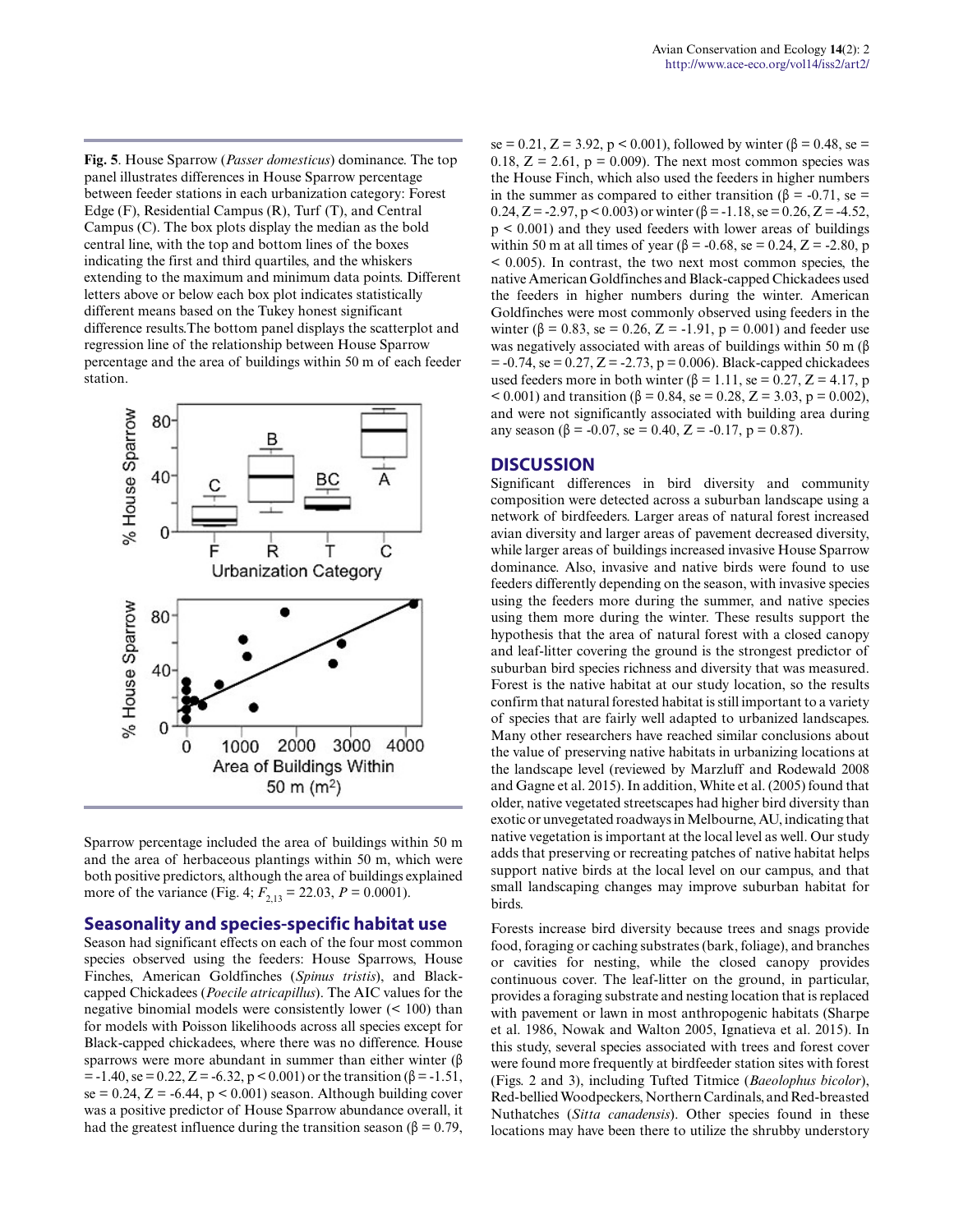**Fig. 5**. House Sparrow (*Passer domesticus*) dominance. The top panel illustrates differences in House Sparrow percentage between feeder stations in each urbanization category: Forest Edge (F), Residential Campus (R), Turf (T), and Central Campus (C). The box plots display the median as the bold central line, with the top and bottom lines of the boxes indicating the first and third quartiles, and the whiskers extending to the maximum and minimum data points. Different letters above or below each box plot indicates statistically different means based on the Tukey honest significant difference results.The bottom panel displays the scatterplot and regression line of the relationship between House Sparrow percentage and the area of buildings within 50 m of each feeder station.

% House Sparrow
80
40
0
C
B
BC
A
F R T C
Urbanization Category

% House Sparrow
80
40
0
0 1000 2000 3000 4000
Area of Buildings Within 50 m (m²)

Sparrow percentage included the area of buildings within 50 m and the area of herbaceous plantings within 50 m, which were both positive predictors, although the area of buildings explained more of the variance (Fig. 4; $F_{2,13}$ = 22.03, $P$ = 0.0001).

## Seasonality and species-specific habitat use

Season had significant effects on each of the four most common species observed using the feeders: House Sparrows, House Finches, American Goldfinches (*Spinus tristis*), and Black-capped Chickadees (*Poecile atricapillus*). The AIC values for the negative binomial models were consistently lower (< 100) than for models with Poisson likelihoods across all species except for Black-capped chickadees, where there was no difference. House sparrows were more abundant in summer than either winter ($\beta$ = -1.40, se = 0.22, Z = -6.32, p < 0.001) or the transition ($\beta$ = -1.51, se = 0.24, Z = -6.44, p < 0.001) season. Although building cover was a positive predictor of House Sparrow abundance overall, it had the greatest influence during the transition season ($\beta$ = 0.79, se = 0.21, Z = 3.92, p < 0.001), followed by winter ($\beta$ = 0.48, se = 0.18, Z = 2.61, p = 0.009). The next most common species was the House Finch, which also used the feeders in higher numbers in the summer as compared to either transition ($\beta$ = -0.71, se = 0.24, Z = -2.97, p < 0.003) or winter ($\beta$ = -1.18, se = 0.26, Z = -4.52, p < 0.001) and they used feeders with lower areas of buildings within 50 m at all times of year ($\beta$ = -0.68, se = 0.24, Z = -2.80, p < 0.005). In contrast, the two next most common species, the native American Goldfinches and Black-capped Chickadees used the feeders in higher numbers during the winter. American Goldfinches were most commonly observed using feeders in the winter ($\beta$ = 0.83, se = 0.26, Z = -1.91, p = 0.001) and feeder use was negatively associated with areas of buildings within 50 m ($\beta$ = -0.74, se = 0.27, Z = -2.73, p = 0.006). Black-capped chickadees used feeders more in both winter ($\beta$ = 1.11, se = 0.27, Z = 4.17, p < 0.001) and transition ($\beta$ = 0.84, se = 0.28, Z = 3.03, p = 0.002), and were not significantly associated with building area during any season ($\beta$ = -0.07, se = 0.40, Z = -0.17, p = 0.87).

# DISCUSSION

Significant differences in bird diversity and community composition were detected across a suburban landscape using a network of birdfeeders. Larger areas of natural forest increased avian diversity and larger areas of pavement decreased diversity, while larger areas of buildings increased invasive House Sparrow dominance. Also, invasive and native birds were found to use feeders differently depending on the season, with invasive species using the feeders more during the summer, and native species using them more during the winter. These results support the hypothesis that the area of natural forest with a closed canopy and leaf-litter covering the ground is the strongest predictor of suburban bird species richness and diversity that was measured. Forest is the native habitat at our study location, so the results confirm that natural forested habitat is still important to a variety of species that are fairly well adapted to urbanized landscapes. Many other researchers have reached similar conclusions about the value of preserving native habitats in urbanizing locations at the landscape level (reviewed by Marzluff and Rodewald 2008 and Gagne et al. 2015). In addition, White et al. (2005) found that older, native vegetated streetscapes had higher bird diversity than exotic or unvegetated roadways in Melbourne, AU, indicating that native vegetation is important at the local level as well. Our study adds that preserving or recreating patches of native habitat helps support native birds at the local level on our campus, and that small landscaping changes may improve suburban habitat for birds.

Forests increase bird diversity because trees and snags provide food, foraging or caching substrates (bark, foliage), and branches or cavities for nesting, while the closed canopy provides continuous cover. The leaf-litter on the ground, in particular, provides a foraging substrate and nesting location that is replaced with pavement or lawn in most anthropogenic habitats (Sharpe et al. 1986, Nowak and Walton 2005, Ignatieva et al. 2015). In this study, several species associated with trees and forest cover were found more frequently at birdfeeder station sites with forest (Figs. 2 and 3), including Tufted Titmice (*Baeolophus bicolor*), Red-bellied Woodpeckers, Northern Cardinals, and Red-breasted Nuthatches (*Sitta canadensis*). Other species found in these locations may have been there to utilize the shrubby understory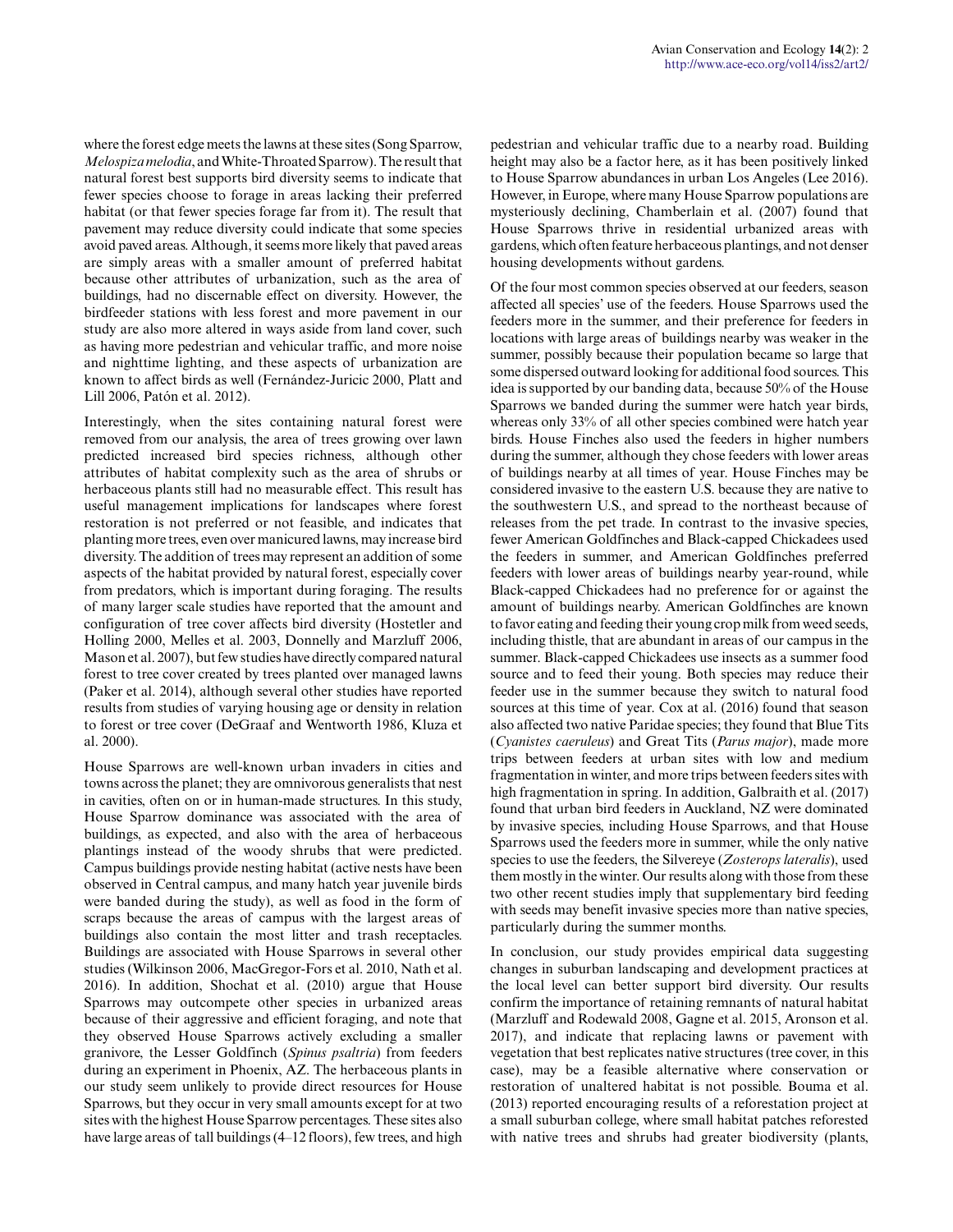where the forest edge meets the lawns at these sites (Song Sparrow, *Melospiza melodia*, and White-Throated Sparrow). The result that natural forest best supports bird diversity seems to indicate that fewer species choose to forage in areas lacking their preferred habitat (or that fewer species forage far from it). The result that pavement may reduce diversity could indicate that some species avoid paved areas. Although, it seems more likely that paved areas are simply areas with a smaller amount of preferred habitat because other attributes of urbanization, such as the area of buildings, had no discernable effect on diversity. However, the birdfeeder stations with less forest and more pavement in our study are also more altered in ways aside from land cover, such as having more pedestrian and vehicular traffic, and more noise and nighttime lighting, and these aspects of urbanization are known to affect birds as well (Fernández-Juricic 2000, Platt and Lill 2006, Patón et al. 2012).

Interestingly, when the sites containing natural forest were removed from our analysis, the area of trees growing over lawn predicted increased bird species richness, although other attributes of habitat complexity such as the area of shrubs or herbaceous plants still had no measurable effect. This result has useful management implications for landscapes where forest restoration is not preferred or not feasible, and indicates that planting more trees, even over manicured lawns, may increase bird diversity. The addition of trees may represent an addition of some aspects of the habitat provided by natural forest, especially cover from predators, which is important during foraging. The results of many larger scale studies have reported that the amount and configuration of tree cover affects bird diversity (Hostetler and Holling 2000, Melles et al. 2003, Donnelly and Marzluff 2006, Mason et al. 2007), but few studies have directly compared natural forest to tree cover created by trees planted over managed lawns (Paker et al. 2014), although several other studies have reported results from studies of varying housing age or density in relation to forest or tree cover (DeGraaf and Wentworth 1986, Kluza et al. 2000).

House Sparrows are well-known urban invaders in cities and towns across the planet; they are omnivorous generalists that nest in cavities, often on or in human-made structures. In this study, House Sparrow dominance was associated with the area of buildings, as expected, and also with the area of herbaceous plantings instead of the woody shrubs that were predicted. Campus buildings provide nesting habitat (active nests have been observed in Central campus, and many hatch year juvenile birds were banded during the study), as well as food in the form of scraps because the areas of campus with the largest areas of buildings also contain the most litter and trash receptacles. Buildings are associated with House Sparrows in several other studies (Wilkinson 2006, MacGregor-Fors et al. 2010, Nath et al. 2016). In addition, Shochat et al. (2010) argue that House Sparrows may outcompete other species in urbanized areas because of their aggressive and efficient foraging, and note that they observed House Sparrows actively excluding a smaller granivore, the Lesser Goldfinch (*Spinus psaltria*) from feeders during an experiment in Phoenix, AZ. The herbaceous plants in our study seem unlikely to provide direct resources for House Sparrows, but they occur in very small amounts except for at two sites with the highest House Sparrow percentages. These sites also have large areas of tall buildings (4–12 floors), few trees, and high pedestrian and vehicular traffic due to a nearby road. Building height may also be a factor here, as it has been positively linked to House Sparrow abundances in urban Los Angeles (Lee 2016). However, in Europe, where many House Sparrow populations are mysteriously declining, Chamberlain et al. (2007) found that House Sparrows thrive in residential urbanized areas with gardens, which often feature herbaceous plantings, and not denser housing developments without gardens.

Of the four most common species observed at our feeders, season affected all species' use of the feeders. House Sparrows used the feeders more in the summer, and their preference for feeders in locations with large areas of buildings nearby was weaker in the summer, possibly because their population became so large that some dispersed outward looking for additional food sources. This idea is supported by our banding data, because 50% of the House Sparrows we banded during the summer were hatch year birds, whereas only 33% of all other species combined were hatch year birds. House Finches also used the feeders in higher numbers during the summer, although they chose feeders with lower areas of buildings nearby at all times of year. House Finches may be considered invasive to the eastern U.S. because they are native to the southwestern U.S., and spread to the northeast because of releases from the pet trade. In contrast to the invasive species, fewer American Goldfinches and Black-capped Chickadees used the feeders in summer, and American Goldfinches preferred feeders with lower areas of buildings nearby year-round, while Black-capped Chickadees had no preference for or against the amount of buildings nearby. American Goldfinches are known to favor eating and feeding their young crop milk from weed seeds, including thistle, that are abundant in areas of our campus in the summer. Black-capped Chickadees use insects as a summer food source and to feed their young. Both species may reduce their feeder use in the summer because they switch to natural food sources at this time of year. Cox at al. (2016) found that season also affected two native Paridae species; they found that Blue Tits (*Cyanistes caeruleus*) and Great Tits (*Parus major*), made more trips between feeders at urban sites with low and medium fragmentation in winter, and more trips between feeders sites with high fragmentation in spring. In addition, Galbraith et al. (2017) found that urban bird feeders in Auckland, NZ were dominated by invasive species, including House Sparrows, and that House Sparrows used the feeders more in summer, while the only native species to use the feeders, the Silvereye (*Zosterops lateralis*), used them mostly in the winter. Our results along with those from these two other recent studies imply that supplementary bird feeding with seeds may benefit invasive species more than native species, particularly during the summer months.

In conclusion, our study provides empirical data suggesting changes in suburban landscaping and development practices at the local level can better support bird diversity. Our results confirm the importance of retaining remnants of natural habitat (Marzluff and Rodewald 2008, Gagne et al. 2015, Aronson et al. 2017), and indicate that replacing lawns or pavement with vegetation that best replicates native structures (tree cover, in this case), may be a feasible alternative where conservation or restoration of unaltered habitat is not possible. Bouma et al. (2013) reported encouraging results of a reforestation project at a small suburban college, where small habitat patches reforested with native trees and shrubs had greater biodiversity (plants,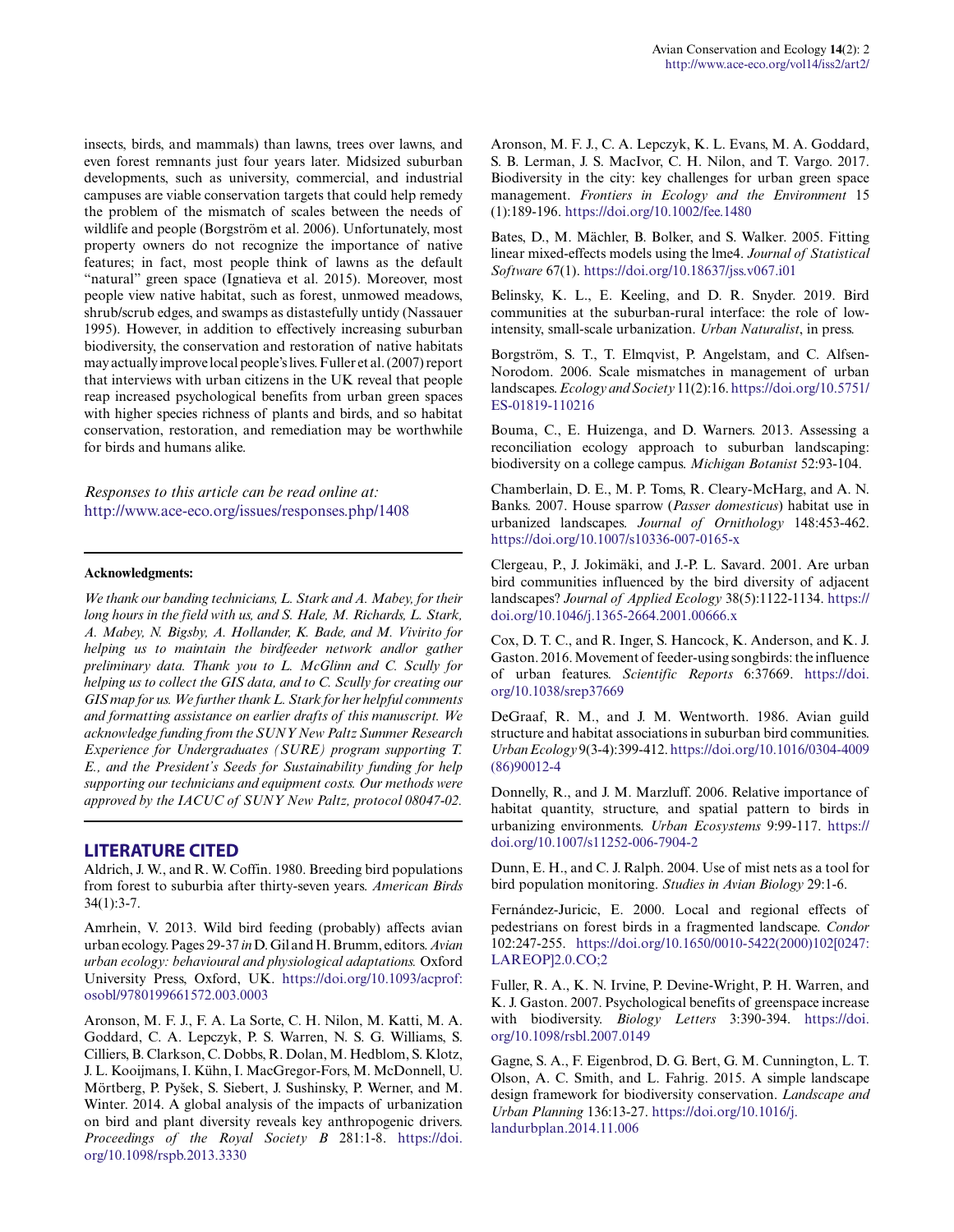insects, birds, and mammals) than lawns, trees over lawns, and even forest remnants just four years later. Midsized suburban developments, such as university, commercial, and industrial campuses are viable conservation targets that could help remedy the problem of the mismatch of scales between the needs of wildlife and people (Borgström et al. 2006). Unfortunately, most property owners do not recognize the importance of native features; in fact, most people think of lawns as the default "natural" green space (Ignatieva et al. 2015). Moreover, most people view native habitat, such as forest, unmowed meadows, shrub/scrub edges, and swamps as distastefully untidy (Nassauer 1995). However, in addition to effectively increasing suburban biodiversity, the conservation and restoration of native habitats may actually improve local people's lives. Fuller et al. (2007) report that interviews with urban citizens in the UK reveal that people reap increased psychological benefits from urban green spaces with higher species richness of plants and birds, and so habitat conservation, restoration, and remediation may be worthwhile for birds and humans alike.

*Responses to this article can be read online at:*
http://www.ace-eco.org/issues/responses.php/1408

---

**Acknowledgments:**

*We thank our banding technicians, L. Stark and A. Mabey, for their long hours in the field with us, and S. Hale, M. Richards, L. Stark, A. Mabey, N. Bigsby, A. Hollander, K. Bade, and M. Vivirito for helping us to maintain the birdfeeder network and/or gather preliminary data. Thank you to L. McGlinn and C. Scully for helping us to collect the GIS data, and to C. Scully for creating our GIS map for us. We further thank L. Stark for her helpful comments and formatting assistance on earlier drafts of this manuscript. We acknowledge funding from the SUNY New Paltz Summer Research Experience for Undergraduates (SURE) program supporting T. E., and the President's Seeds for Sustainability funding for help supporting our technicians and equipment costs. Our methods were approved by the IACUC of SUNY New Paltz, protocol 08047-02.*

---

## LITERATURE CITED

Aldrich, J. W., and R. W. Coffin. 1980. Breeding bird populations from forest to suburbia after thirty-seven years. *American Birds* 34(1):3-7.

Amrhein, V. 2013. Wild bird feeding (probably) affects avian urban ecology. Pages 29-37 *in* D. Gil and H. Brumm, editors. *Avian urban ecology: behavioural and physiological adaptations.* Oxford University Press, Oxford, UK. https://doi.org/10.1093/acprof:osobl/9780199661572.003.0003

Aronson, M. F. J., F. A. La Sorte, C. H. Nilon, M. Katti, M. A. Goddard, C. A. Lepczyk, P. S. Warren, N. S. G. Williams, S. Cilliers, B. Clarkson, C. Dobbs, R. Dolan, M. Hedblom, S. Klotz, J. L. Kooijmans, I. Kühn, I. MacGregor-Fors, M. McDonnell, U. Mörtberg, P. Pyšek, S. Siebert, J. Sushinsky, P. Werner, and M. Winter. 2014. A global analysis of the impacts of urbanization on bird and plant diversity reveals key anthropogenic drivers. *Proceedings of the Royal Society B* 281:1-8. https://doi.org/10.1098/rspb.2013.3330

Aronson, M. F. J., C. A. Lepczyk, K. L. Evans, M. A. Goddard, S. B. Lerman, J. S. MacIvor, C. H. Nilon, and T. Vargo. 2017. Biodiversity in the city: key challenges for urban green space management. *Frontiers in Ecology and the Environment* 15 (1):189-196. https://doi.org/10.1002/fee.1480

Bates, D., M. Mächler, B. Bolker, and S. Walker. 2005. Fitting linear mixed-effects models using the lme4. *Journal of Statistical Software* 67(1). https://doi.org/10.18637/jss.v067.i01

Belinsky, K. L., E. Keeling, and D. R. Snyder. 2019. Bird communities at the suburban-rural interface: the role of low-intensity, small-scale urbanization. *Urban Naturalist*, in press.

Borgström, S. T., T. Elmqvist, P. Angelstam, and C. Alfsen-Norodom. 2006. Scale mismatches in management of urban landscapes. *Ecology and Society* 11(2):16. https://doi.org/10.5751/ES-01819-110216

Bouma, C., E. Huizenga, and D. Warners. 2013. Assessing a reconciliation ecology approach to suburban landscaping: biodiversity on a college campus. *Michigan Botanist* 52:93-104.

Chamberlain, D. E., M. P. Toms, R. Cleary-McHarg, and A. N. Banks. 2007. House sparrow (*Passer domesticus*) habitat use in urbanized landscapes. *Journal of Ornithology* 148:453-462. https://doi.org/10.1007/s10336-007-0165-x

Clergeau, P., J. Jokimäki, and J.-P. L. Savard. 2001. Are urban bird communities influenced by the bird diversity of adjacent landscapes? *Journal of Applied Ecology* 38(5):1122-1134. https://doi.org/10.1046/j.1365-2664.2001.00666.x

Cox, D. T. C., and R. Inger, S. Hancock, K. Anderson, and K. J. Gaston. 2016. Movement of feeder-using songbirds: the influence of urban features. *Scientific Reports* 6:37669. https://doi.org/10.1038/srep37669

DeGraaf, R. M., and J. M. Wentworth. 1986. Avian guild structure and habitat associations in suburban bird communities. *Urban Ecology* 9(3-4):399-412. https://doi.org/10.1016/0304-4009(86)90012-4

Donnelly, R., and J. M. Marzluff. 2006. Relative importance of habitat quantity, structure, and spatial pattern to birds in urbanizing environments. *Urban Ecosystems* 9:99-117. https://doi.org/10.1007/s11252-006-7904-2

Dunn, E. H., and C. J. Ralph. 2004. Use of mist nets as a tool for bird population monitoring. *Studies in Avian Biology* 29:1-6.

Fernández-Juricic, E. 2000. Local and regional effects of pedestrians on forest birds in a fragmented landscape. *Condor* 102:247-255. https://doi.org/10.1650/0010-5422(2000)102[0247:LAREOP]2.0.CO;2

Fuller, R. A., K. N. Irvine, P. Devine-Wright, P. H. Warren, and K. J. Gaston. 2007. Psychological benefits of greenspace increase with biodiversity. *Biology Letters* 3:390-394. https://doi.org/10.1098/rsbl.2007.0149

Gagne, S. A., F. Eigenbrod, D. G. Bert, G. M. Cunnington, L. T. Olson, A. C. Smith, and L. Fahrig. 2015. A simple landscape design framework for biodiversity conservation. *Landscape and Urban Planning* 136:13-27. https://doi.org/10.1016/j.landurbplan.2014.11.006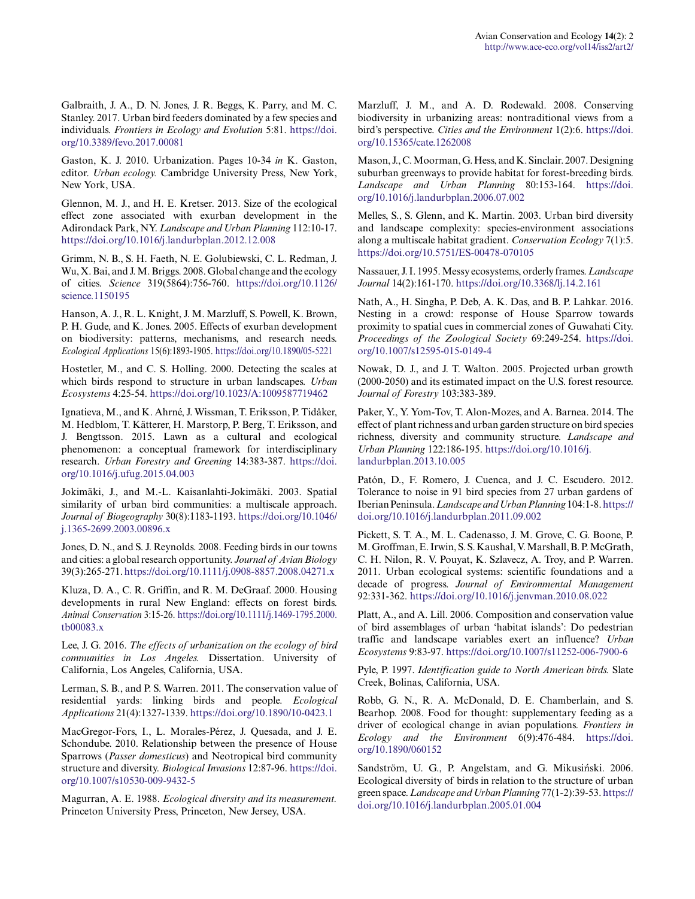Galbraith, J. A., D. N. Jones, J. R. Beggs, K. Parry, and M. C. Stanley. 2017. Urban bird feeders dominated by a few species and individuals. *Frontiers in Ecology and Evolution* 5:81. https://doi.org/10.3389/fevo.2017.00081

Gaston, K. J. 2010. Urbanization. Pages 10-34 *in* K. Gaston, editor. *Urban ecology.* Cambridge University Press, New York, New York, USA.

Glennon, M. J., and H. E. Kretser. 2013. Size of the ecological effect zone associated with exurban development in the Adirondack Park, NY. *Landscape and Urban Planning* 112:10-17. https://doi.org/10.1016/j.landurbplan.2012.12.008

Grimm, N. B., S. H. Faeth, N. E. Golubiewski, C. L. Redman, J. Wu, X. Bai, and J. M. Briggs. 2008. Global change and the ecology of cities. *Science* 319(5864):756-760. https://doi.org/10.1126/science.1150195

Hanson, A. J., R. L. Knight, J. M. Marzluff, S. Powell, K. Brown, P. H. Gude, and K. Jones. 2005. Effects of exurban development on biodiversity: patterns, mechanisms, and research needs. *Ecological Applications* 15(6):1893-1905. https://doi.org/10.1890/05-5221

Hostetler, M., and C. S. Holling. 2000. Detecting the scales at which birds respond to structure in urban landscapes. *Urban Ecosystems* 4:25-54. https://doi.org/10.1023/A:1009587719462

Ignatieva, M., and K. Ahrné, J. Wissman, T. Eriksson, P. Tidåker, M. Hedblom, T. Kätterer, H. Marstorp, P. Berg, T. Eriksson, and J. Bengtsson. 2015. Lawn as a cultural and ecological phenomenon: a conceptual framework for interdisciplinary research. *Urban Forestry and Greening* 14:383-387. https://doi.org/10.1016/j.ufug.2015.04.003

Jokimäki, J., and M.-L. Kaisanlahti-Jokimäki. 2003. Spatial similarity of urban bird communities: a multiscale approach. *Journal of Biogeography* 30(8):1183-1193. https://doi.org/10.1046/j.1365-2699.2003.00896.x

Jones, D. N., and S. J. Reynolds. 2008. Feeding birds in our towns and cities: a global research opportunity. *Journal of Avian Biology* 39(3):265-271. https://doi.org/10.1111/j.0908-8857.2008.04271.x

Kluza, D. A., C. R. Griffin, and R. M. DeGraaf. 2000. Housing developments in rural New England: effects on forest birds. *Animal Conservation* 3:15-26. https://doi.org/10.1111/j.1469-1795.2000.tb00083.x

Lee, J. G. 2016. *The effects of urbanization on the ecology of bird communities in Los Angeles.* Dissertation. University of California, Los Angeles, California, USA.

Lerman, S. B., and P. S. Warren. 2011. The conservation value of residential yards: linking birds and people. *Ecological Applications* 21(4):1327-1339. https://doi.org/10.1890/10-0423.1

MacGregor-Fors, I., L. Morales-Pérez, J. Quesada, and J. E. Schondube. 2010. Relationship between the presence of House Sparrows (*Passer domesticus*) and Neotropical bird community structure and diversity. *Biological Invasions* 12:87-96. https://doi.org/10.1007/s10530-009-9432-5

Magurran, A. E. 1988. *Ecological diversity and its measurement.* Princeton University Press, Princeton, New Jersey, USA.

Marzluff, J. M., and A. D. Rodewald. 2008. Conserving biodiversity in urbanizing areas: nontraditional views from a bird's perspective. *Cities and the Environment* 1(2):6. https://doi.org/10.15365/cate.1262008

Mason, J., C. Moorman, G. Hess, and K. Sinclair. 2007. Designing suburban greenways to provide habitat for forest-breeding birds. *Landscape and Urban Planning* 80:153-164. https://doi.org/10.1016/j.landurbplan.2006.07.002

Melles, S., S. Glenn, and K. Martin. 2003. Urban bird diversity and landscape complexity: species-environment associations along a multiscale habitat gradient. *Conservation Ecology* 7(1):5. https://doi.org/10.5751/ES-00478-070105

Nassauer, J. I. 1995. Messy ecosystems, orderly frames. *Landscape Journal* 14(2):161-170. https://doi.org/10.3368/lj.14.2.161

Nath, A., H. Singha, P. Deb, A. K. Das, and B. P. Lahkar. 2016. Nesting in a crowd: response of House Sparrow towards proximity to spatial cues in commercial zones of Guwahati City. *Proceedings of the Zoological Society* 69:249-254. https://doi.org/10.1007/s12595-015-0149-4

Nowak, D. J., and J. T. Walton. 2005. Projected urban growth (2000-2050) and its estimated impact on the U.S. forest resource. *Journal of Forestry* 103:383-389.

Paker, Y., Y. Yom-Tov, T. Alon-Mozes, and A. Barnea. 2014. The effect of plant richness and urban garden structure on bird species richness, diversity and community structure. *Landscape and Urban Planning* 122:186-195. https://doi.org/10.1016/j.landurbplan.2013.10.005

Patón, D., F. Romero, J. Cuenca, and J. C. Escudero. 2012. Tolerance to noise in 91 bird species from 27 urban gardens of Iberian Peninsula. *Landscape and Urban Planning* 104:1-8. https://doi.org/10.1016/j.landurbplan.2011.09.002

Pickett, S. T. A., M. L. Cadenasso, J. M. Grove, C. G. Boone, P. M. Groffman, E. Irwin, S. S. Kaushal, V. Marshall, B. P. McGrath, C. H. Nilon, R. V. Pouyat, K. Szlavecz, A. Troy, and P. Warren. 2011. Urban ecological systems: scientific foundations and a decade of progress. *Journal of Environmental Management* 92:331-362. https://doi.org/10.1016/j.jenvman.2010.08.022

Platt, A., and A. Lill. 2006. Composition and conservation value of bird assemblages of urban 'habitat islands': Do pedestrian traffic and landscape variables exert an influence? *Urban Ecosystems* 9:83-97. https://doi.org/10.1007/s11252-006-7900-6

Pyle, P. 1997. *Identification guide to North American birds.* Slate Creek, Bolinas, California, USA.

Robb, G. N., R. A. McDonald, D. E. Chamberlain, and S. Bearhop. 2008. Food for thought: supplementary feeding as a driver of ecological change in avian populations. *Frontiers in Ecology and the Environment* 6(9):476-484. https://doi.org/10.1890/060152

Sandström, U. G., P. Angelstam, and G. Mikusiński. 2006. Ecological diversity of birds in relation to the structure of urban green space. *Landscape and Urban Planning* 77(1-2):39-53. https://doi.org/10.1016/j.landurbplan.2005.01.004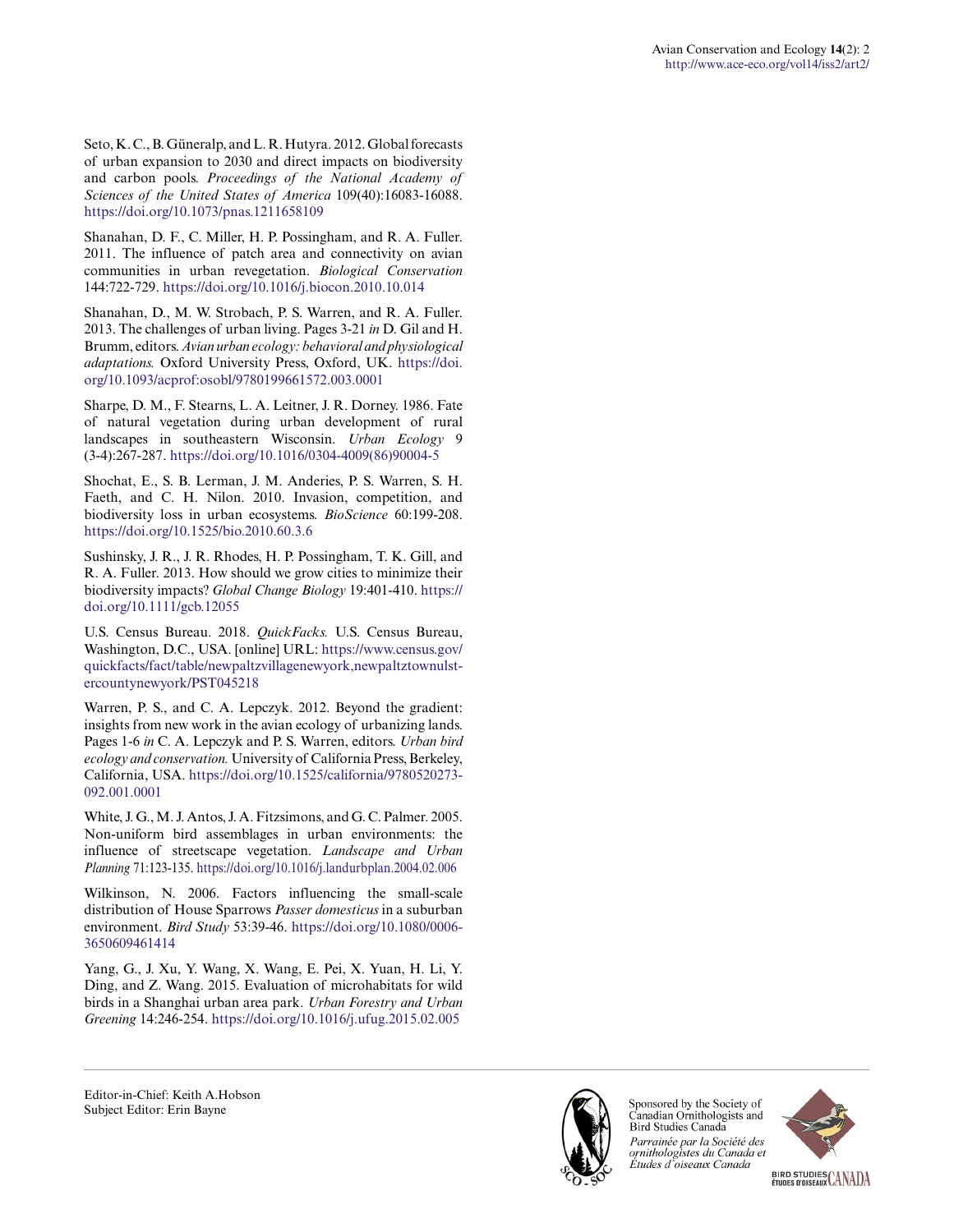Seto, K. C., B. Güneralp, and L. R. Hutyra. 2012. Global forecasts of urban expansion to 2030 and direct impacts on biodiversity and carbon pools. *Proceedings of the National Academy of Sciences of the United States of America* 109(40):16083-16088. https://doi.org/10.1073/pnas.1211658109

Shanahan, D. F., C. Miller, H. P. Possingham, and R. A. Fuller. 2011. The influence of patch area and connectivity on avian communities in urban revegetation. *Biological Conservation* 144:722-729. https://doi.org/10.1016/j.biocon.2010.10.014

Shanahan, D., M. W. Strobach, P. S. Warren, and R. A. Fuller. 2013. The challenges of urban living. Pages 3-21 *in* D. Gil and H. Brumm, editors. *Avian urban ecology: behavioral and physiological adaptations.* Oxford University Press, Oxford, UK. https://doi.org/10.1093/acprof:osobl/9780199661572.003.0001

Sharpe, D. M., F. Stearns, L. A. Leitner, J. R. Dorney. 1986. Fate of natural vegetation during urban development of rural landscapes in southeastern Wisconsin. *Urban Ecology* 9 (3-4):267-287. https://doi.org/10.1016/0304-4009(86)90004-5

Shochat, E., S. B. Lerman, J. M. Anderies, P. S. Warren, S. H. Faeth, and C. H. Nilon. 2010. Invasion, competition, and biodiversity loss in urban ecosystems. *BioScience* 60:199-208. https://doi.org/10.1525/bio.2010.60.3.6

Sushinsky, J. R., J. R. Rhodes, H. P. Possingham, T. K. Gill, and R. A. Fuller. 2013. How should we grow cities to minimize their biodiversity impacts? *Global Change Biology* 19:401-410. https://doi.org/10.1111/gcb.12055

U.S. Census Bureau. 2018. *QuickFacks.* U.S. Census Bureau, Washington, D.C., USA. [online] URL: https://www.census.gov/quickfacts/fact/table/newpaltzvillagenewyork,newpaltztownulstercountynewyork/PST045218

Warren, P. S., and C. A. Lepczyk. 2012. Beyond the gradient: insights from new work in the avian ecology of urbanizing lands. Pages 1-6 *in* C. A. Lepczyk and P. S. Warren, editors. *Urban bird ecology and conservation.* University of California Press, Berkeley, California, USA. https://doi.org/10.1525/california/9780520273092.001.0001

White, J. G., M. J. Antos, J. A. Fitzsimons, and G. C. Palmer. 2005. Non-uniform bird assemblages in urban environments: the influence of streetscape vegetation. *Landscape and Urban Planning* 71:123-135. https://doi.org/10.1016/j.landurbplan.2004.02.006

Wilkinson, N. 2006. Factors influencing the small-scale distribution of House Sparrows *Passer domesticus* in a suburban environment. *Bird Study* 53:39-46. https://doi.org/10.1080/00063650609461414

Yang, G., J. Xu, Y. Wang, X. Wang, E. Pei, X. Yuan, H. Li, Y. Ding, and Z. Wang. 2015. Evaluation of microhabitats for wild birds in a Shanghai urban area park. *Urban Forestry and Urban Greening* 14:246-254. https://doi.org/10.1016/j.ufug.2015.02.005

Editor-in-Chief: Keith A.Hobson
Subject Editor: Erin Bayne

Sponsored by the Society of Canadian Ornithologists and Bird Studies Canada
*Parrainée par la Société des ornithologistes du Canada et Études d'oiseaux Canada*